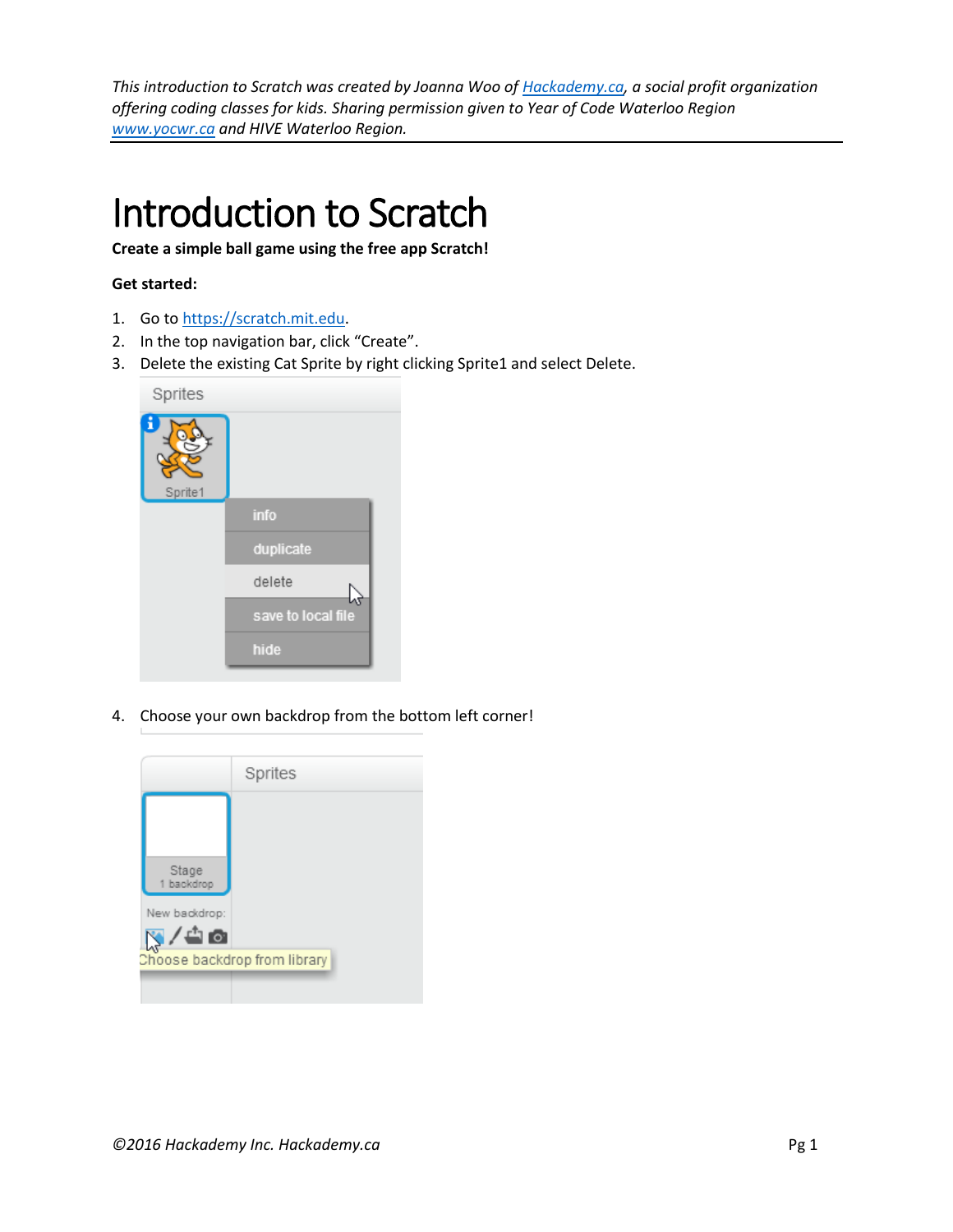*This introduction to Scratch was created by Joanna Woo of [Hackademy.ca](Hackademy.ca), a social profit organization offering coding classes for kids. Sharing permission given to Year of Code Waterloo Region [www.yocwr.ca](www.yocwr.ca) and HIVE Waterloo Region.*

# Introduction to Scratch

**Create a simple ball game using the free app Scratch!**

**Get started:**

1. Go to [https://scratch.mit.edu](https://scratch.mit.edu).
2. In the top navigation bar, click "Create".
3. Delete the existing Cat Sprite by right clicking Sprite1 and select Delete.
4. Choose your own backdrop from the bottom left corner!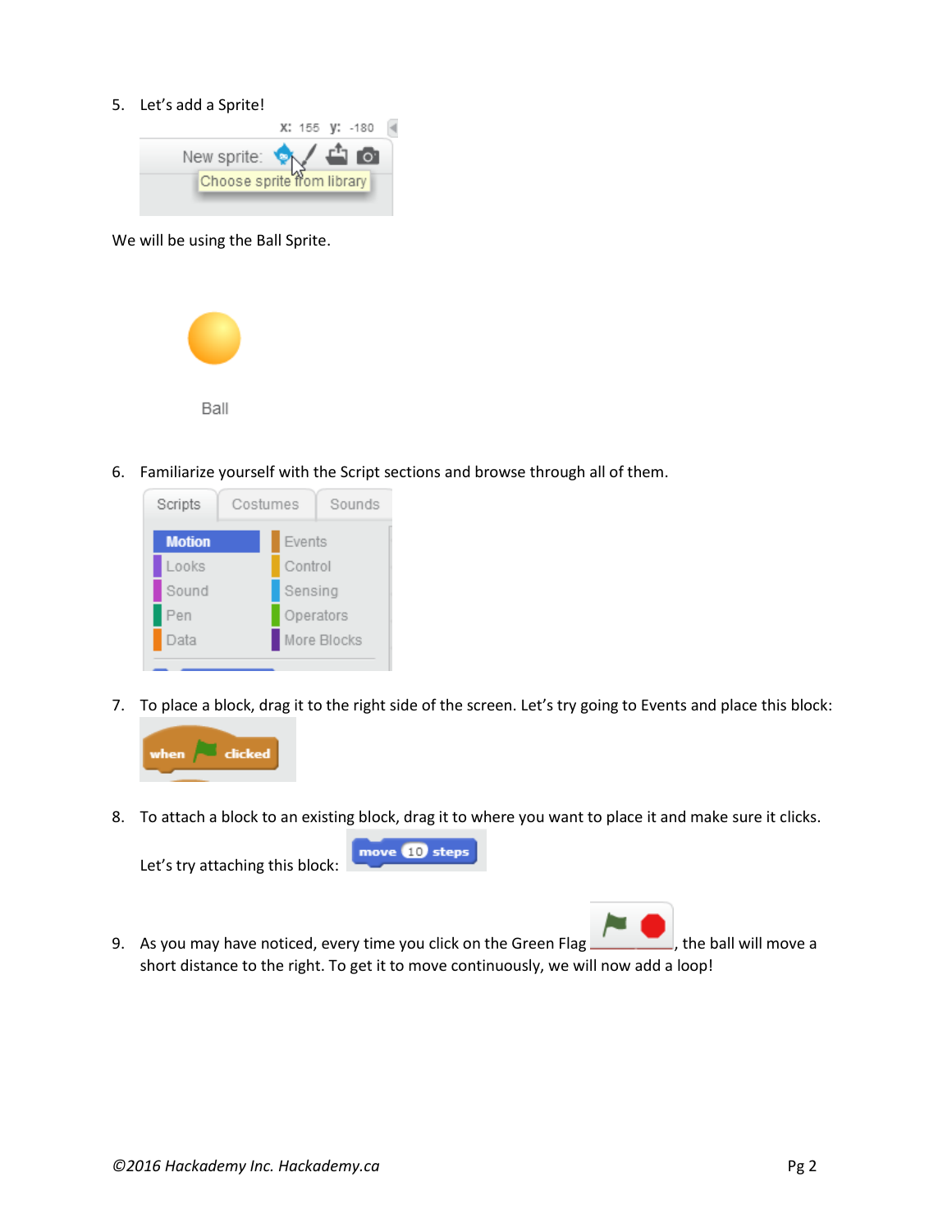5. Let's add a Sprite!

We will be using the Ball Sprite.

6. Familiarize yourself with the Script sections and browse through all of them.

7. To place a block, drag it to the right side of the screen. Let's try going to Events and place this block:

8. To attach a block to an existing block, drag it to where you want to place it and make sure it clicks.

   Let's try attaching this block:

9. As you may have noticed, every time you click on the Green Flag , the ball will move a short distance to the right. To get it to move continuously, we will now add a loop!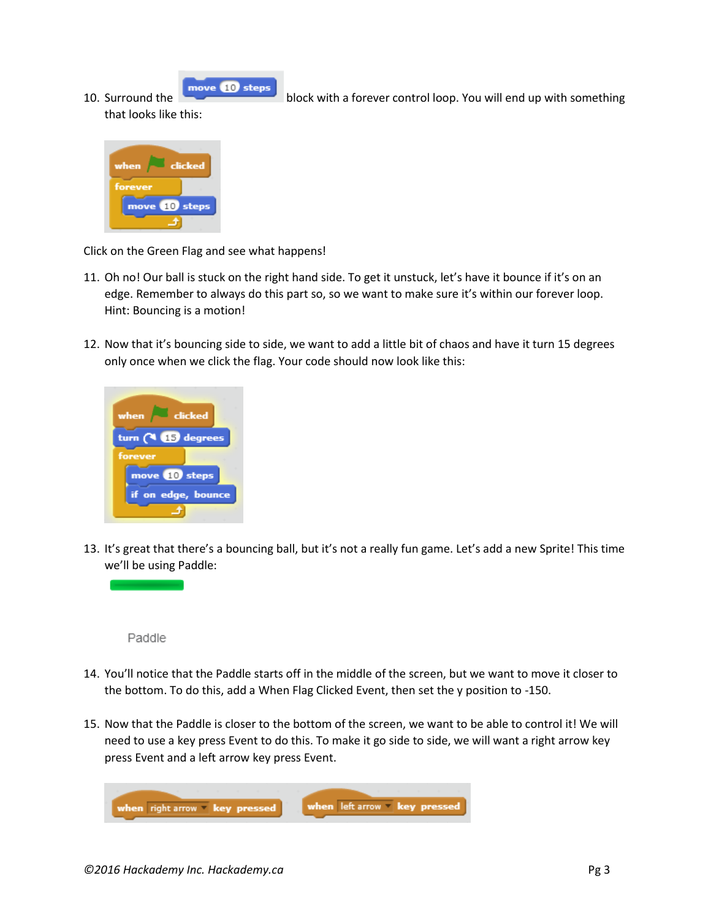10. Surround the move 10 steps block with a forever control loop. You will end up with something that looks like this:

```
when [flag] clicked
forever
    move 10 steps
```

Click on the Green Flag and see what happens!

11. Oh no! Our ball is stuck on the right hand side. To get it unstuck, let's have it bounce if it's on an edge. Remember to always do this part so, so we want to make sure it's within our forever loop. Hint: Bouncing is a motion!

12. Now that it's bouncing side to side, we want to add a little bit of chaos and have it turn 15 degrees only once when we click the flag. Your code should now look like this:

```
when [flag] clicked
turn ↻ 15 degrees
forever
    move 10 steps
    if on edge, bounce
```

13. It's great that there's a bouncing ball, but it's not a really fun game. Let's add a new Sprite! This time we'll be using Paddle:

Paddle

14. You'll notice that the Paddle starts off in the middle of the screen, but we want to move it closer to the bottom. To do this, add a When Flag Clicked Event, then set the y position to -150.

15. Now that the Paddle is closer to the bottom of the screen, we want to be able to control it! We will need to use a key press Event to do this. To make it go side to side, we will want a right arrow key press Event and a left arrow key press Event.

```
when [right arrow] key pressed
```

```
when [left arrow] key pressed
```

*©2016 Hackademy Inc. Hackademy.ca*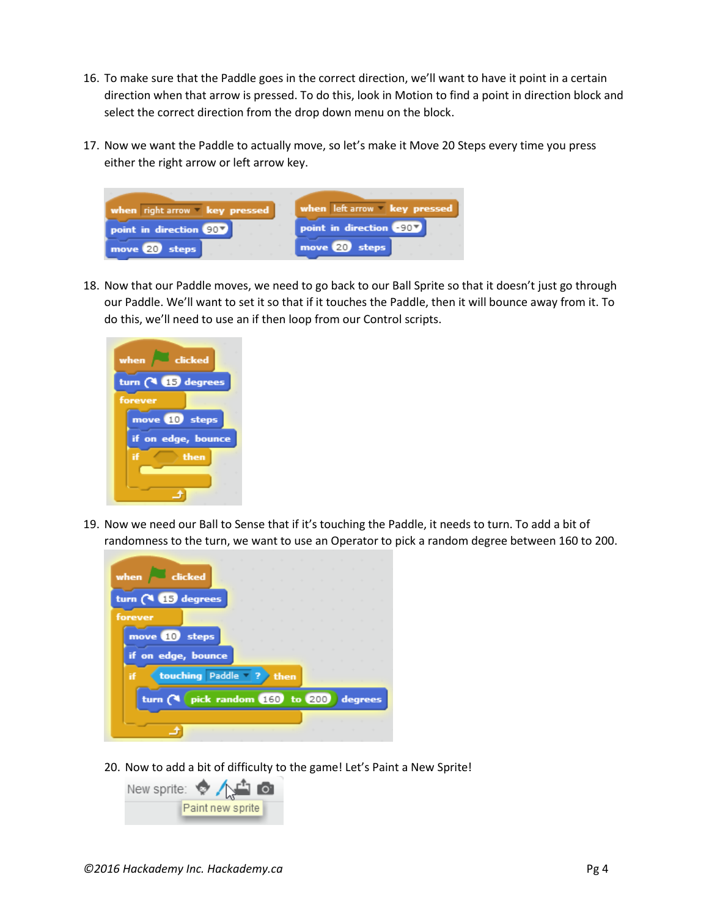16. To make sure that the Paddle goes in the correct direction, we'll want to have it point in a certain direction when that arrow is pressed. To do this, look in Motion to find a point in direction block and select the correct direction from the drop down menu on the block.

17. Now we want the Paddle to actually move, so let's make it Move 20 Steps every time you press either the right arrow or left arrow key.

18. Now that our Paddle moves, we need to go back to our Ball Sprite so that it doesn't just go through our Paddle. We'll want to set it so that if it touches the Paddle, then it will bounce away from it. To do this, we'll need to use an if then loop from our Control scripts.

19. Now we need our Ball to Sense that if it's touching the Paddle, it needs to turn. To add a bit of randomness to the turn, we want to use an Operator to pick a random degree between 160 to 200.

20. Now to add a bit of difficulty to the game! Let's Paint a New Sprite!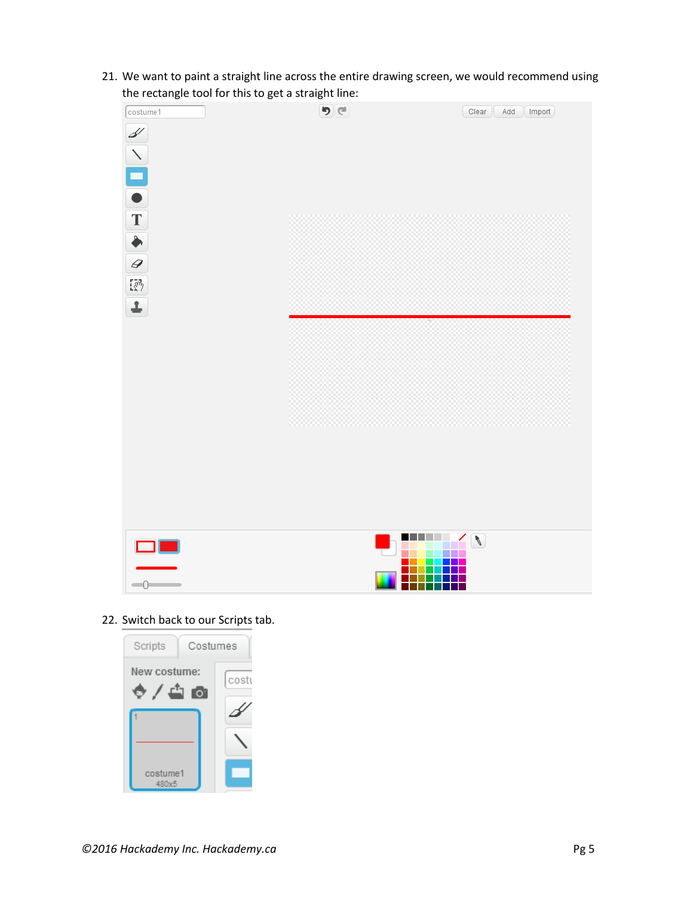21. We want to paint a straight line across the entire drawing screen, we would recommend using the rectangle tool for this to get a straight line:

22. Switch back to our Scripts tab.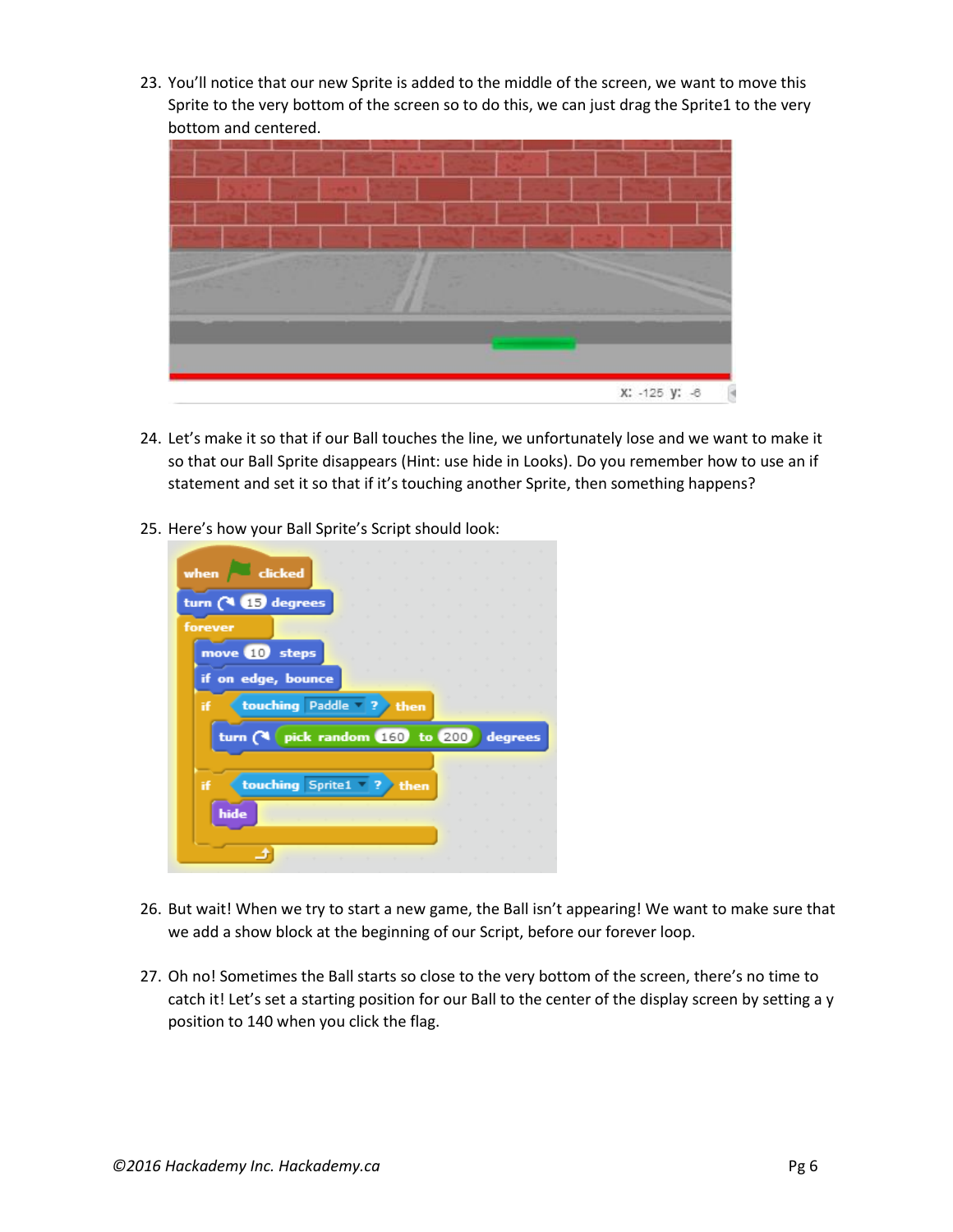23. You'll notice that our new Sprite is added to the middle of the screen, we want to move this Sprite to the very bottom of the screen so to do this, we can just drag the Sprite1 to the very bottom and centered.

24. Let's make it so that if our Ball touches the line, we unfortunately lose and we want to make it so that our Ball Sprite disappears (Hint: use hide in Looks). Do you remember how to use an if statement and set it so that if it's touching another Sprite, then something happens?

25. Here's how your Ball Sprite's Script should look:

```
when flag clicked
turn ↻ 15 degrees
forever
    move 10 steps
    if on edge, bounce
    if touching Paddle ? then
        turn ↻ pick random 160 to 200 degrees
    if touching Sprite1 ? then
        hide
```

26. But wait! When we try to start a new game, the Ball isn't appearing! We want to make sure that we add a show block at the beginning of our Script, before our forever loop.

27. Oh no! Sometimes the Ball starts so close to the very bottom of the screen, there's no time to catch it! Let's set a starting position for our Ball to the center of the display screen by setting a y position to 140 when you click the flag.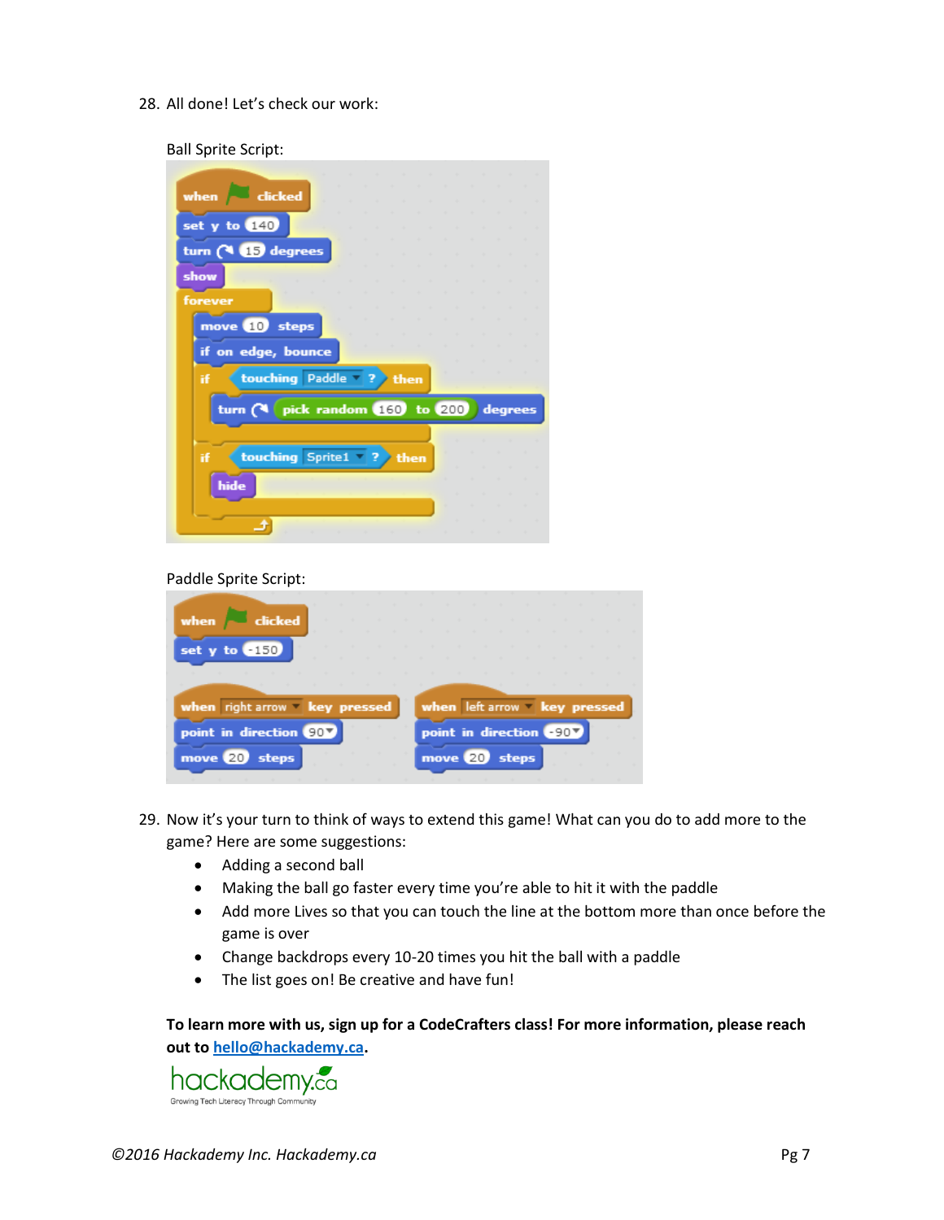28. All done! Let's check our work:

Ball Sprite Script:

Paddle Sprite Script:

29. Now it's your turn to think of ways to extend this game! What can you do to add more to the game? Here are some suggestions:
    - Adding a second ball
    - Making the ball go faster every time you're able to hit it with the paddle
    - Add more Lives so that you can touch the line at the bottom more than once before the game is over
    - Change backdrops every 10-20 times you hit the ball with a paddle
    - The list goes on! Be creative and have fun!

**To learn more with us, sign up for a CodeCrafters class! For more information, please reach out to [hello@hackademy.ca](mailto:hello@hackademy.ca).**

hackademy.ca
Growing Tech Literacy Through Community

*©2016 Hackademy Inc. Hackademy.ca*